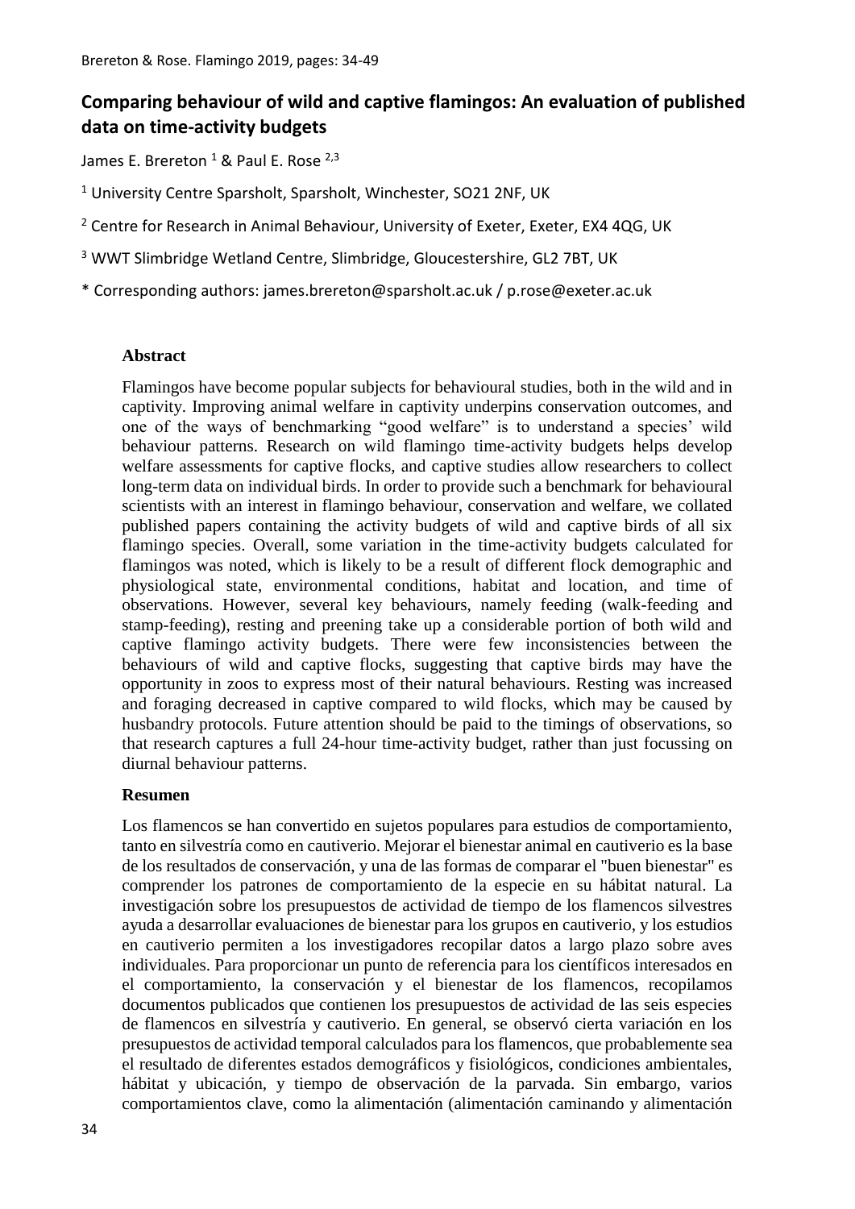# Comparing behaviour of wild and captive flamingos: An evaluation of published data on time-activity budgets

James E. Brereton [1] & Paul E. Rose [2,3]

[1] University Centre Sparsholt, Sparsholt, Winchester, SO21 2NF, UK

[2] Centre for Research in Animal Behaviour, University of Exeter, Exeter, EX4 4QG, UK

[3] WWT Slimbridge Wetland Centre, Slimbridge, Gloucestershire, GL2 7BT, UK

\* Corresponding authors: james.brereton@sparsholt.ac.uk / p.rose@exeter.ac.uk

## Abstract

Flamingos have become popular subjects for behavioural studies, both in the wild and in captivity. Improving animal welfare in captivity underpins conservation outcomes, and one of the ways of benchmarking "good welfare" is to understand a species' wild behaviour patterns. Research on wild flamingo time-activity budgets helps develop welfare assessments for captive flocks, and captive studies allow researchers to collect long-term data on individual birds. In order to provide such a benchmark for behavioural scientists with an interest in flamingo behaviour, conservation and welfare, we collated published papers containing the activity budgets of wild and captive birds of all six flamingo species. Overall, some variation in the time-activity budgets calculated for flamingos was noted, which is likely to be a result of different flock demographic and physiological state, environmental conditions, habitat and location, and time of observations. However, several key behaviours, namely feeding (walk-feeding and stamp-feeding), resting and preening take up a considerable portion of both wild and captive flamingo activity budgets. There were few inconsistencies between the behaviours of wild and captive flocks, suggesting that captive birds may have the opportunity in zoos to express most of their natural behaviours. Resting was increased and foraging decreased in captive compared to wild flocks, which may be caused by husbandry protocols. Future attention should be paid to the timings of observations, so that research captures a full 24-hour time-activity budget, rather than just focussing on diurnal behaviour patterns.

## Resumen

Los flamencos se han convertido en sujetos populares para estudios de comportamiento, tanto en silvestría como en cautiverio. Mejorar el bienestar animal en cautiverio es la base de los resultados de conservación, y una de las formas de comparar el "buen bienestar" es comprender los patrones de comportamiento de la especie en su hábitat natural. La investigación sobre los presupuestos de actividad de tiempo de los flamencos silvestres ayuda a desarrollar evaluaciones de bienestar para los grupos en cautiverio, y los estudios en cautiverio permiten a los investigadores recopilar datos a largo plazo sobre aves individuales. Para proporcionar un punto de referencia para los científicos interesados en el comportamiento, la conservación y el bienestar de los flamencos, recopilamos documentos publicados que contienen los presupuestos de actividad de las seis especies de flamencos en silvestría y cautiverio. En general, se observó cierta variación en los presupuestos de actividad temporal calculados para los flamencos, que probablemente sea el resultado de diferentes estados demográficos y fisiológicos, condiciones ambientales, hábitat y ubicación, y tiempo de observación de la parvada. Sin embargo, varios comportamientos clave, como la alimentación (alimentación caminando y alimentación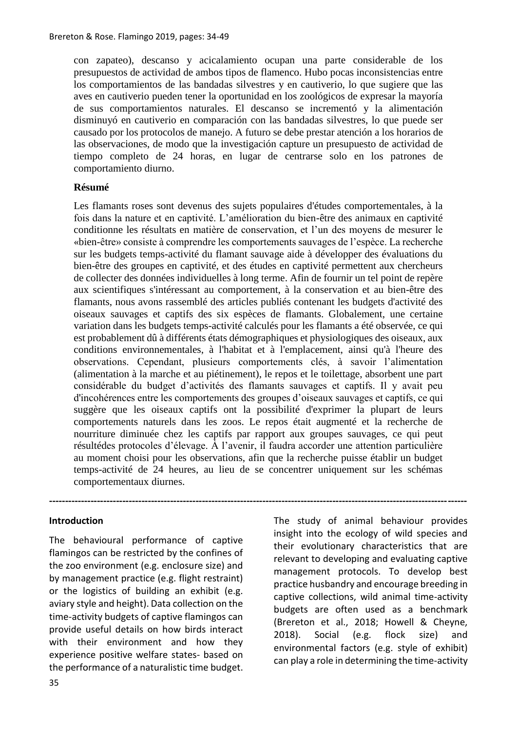con zapateo), descanso y acicalamiento ocupan una parte considerable de los presupuestos de actividad de ambos tipos de flamenco. Hubo pocas inconsistencias entre los comportamientos de las bandadas silvestres y en cautiverio, lo que sugiere que las aves en cautiverio pueden tener la oportunidad en los zoológicos de expresar la mayoría de sus comportamientos naturales. El descanso se incrementó y la alimentación disminuyó en cautiverio en comparación con las bandadas silvestres, lo que puede ser causado por los protocolos de manejo. A futuro se debe prestar atención a los horarios de las observaciones, de modo que la investigación capture un presupuesto de actividad de tiempo completo de 24 horas, en lugar de centrarse solo en los patrones de comportamiento diurno.

**Résumé**

Les flamants roses sont devenus des sujets populaires d'études comportementales, à la fois dans la nature et en captivité. L'amélioration du bien-être des animaux en captivité conditionne les résultats en matière de conservation, et l'un des moyens de mesurer le «bien-être» consiste à comprendre les comportements sauvages de l'espèce. La recherche sur les budgets temps-activité du flamant sauvage aide à développer des évaluations du bien-être des groupes en captivité, et des études en captivité permettent aux chercheurs de collecter des données individuelles à long terme. Afin de fournir un tel point de repère aux scientifiques s'intéressant au comportement, à la conservation et au bien-être des flamants, nous avons rassemblé des articles publiés contenant les budgets d'activité des oiseaux sauvages et captifs des six espèces de flamants. Globalement, une certaine variation dans les budgets temps-activité calculés pour les flamants a été observée, ce qui est probablement dû à différents états démographiques et physiologiques des oiseaux, aux conditions environnementales, à l'habitat et à l'emplacement, ainsi qu'à l'heure des observations. Cependant, plusieurs comportements clés, à savoir l'alimentation (alimentation à la marche et au piétinement), le repos et le toilettage, absorbent une part considérable du budget d'activités des flamants sauvages et captifs. Il y avait peu d'incohérences entre les comportements des groupes d'oiseaux sauvages et captifs, ce qui suggère que les oiseaux captifs ont la possibilité d'exprimer la plupart de leurs comportements naturels dans les zoos. Le repos était augmenté et la recherche de nourriture diminuée chez les captifs par rapport aux groupes sauvages, ce qui peut résultédes protocoles d'élevage. À l'avenir, il faudra accorder une attention particulière au moment choisi pour les observations, afin que la recherche puisse établir un budget temps-activité de 24 heures, au lieu de se concentrer uniquement sur les schémas comportementaux diurnes.

---

**Introduction**

The behavioural performance of captive flamingos can be restricted by the confines of the zoo environment (e.g. enclosure size) and by management practice (e.g. flight restraint) or the logistics of building an exhibit (e.g. aviary style and height). Data collection on the time-activity budgets of captive flamingos can provide useful details on how birds interact with their environment and how they experience positive welfare states- based on the performance of a naturalistic time budget.

The study of animal behaviour provides insight into the ecology of wild species and their evolutionary characteristics that are relevant to developing and evaluating captive management protocols. To develop best practice husbandry and encourage breeding in captive collections, wild animal time-activity budgets are often used as a benchmark (Brereton et al., 2018; Howell & Cheyne, 2018). Social (e.g. flock size) and environmental factors (e.g. style of exhibit) can play a role in determining the time-activity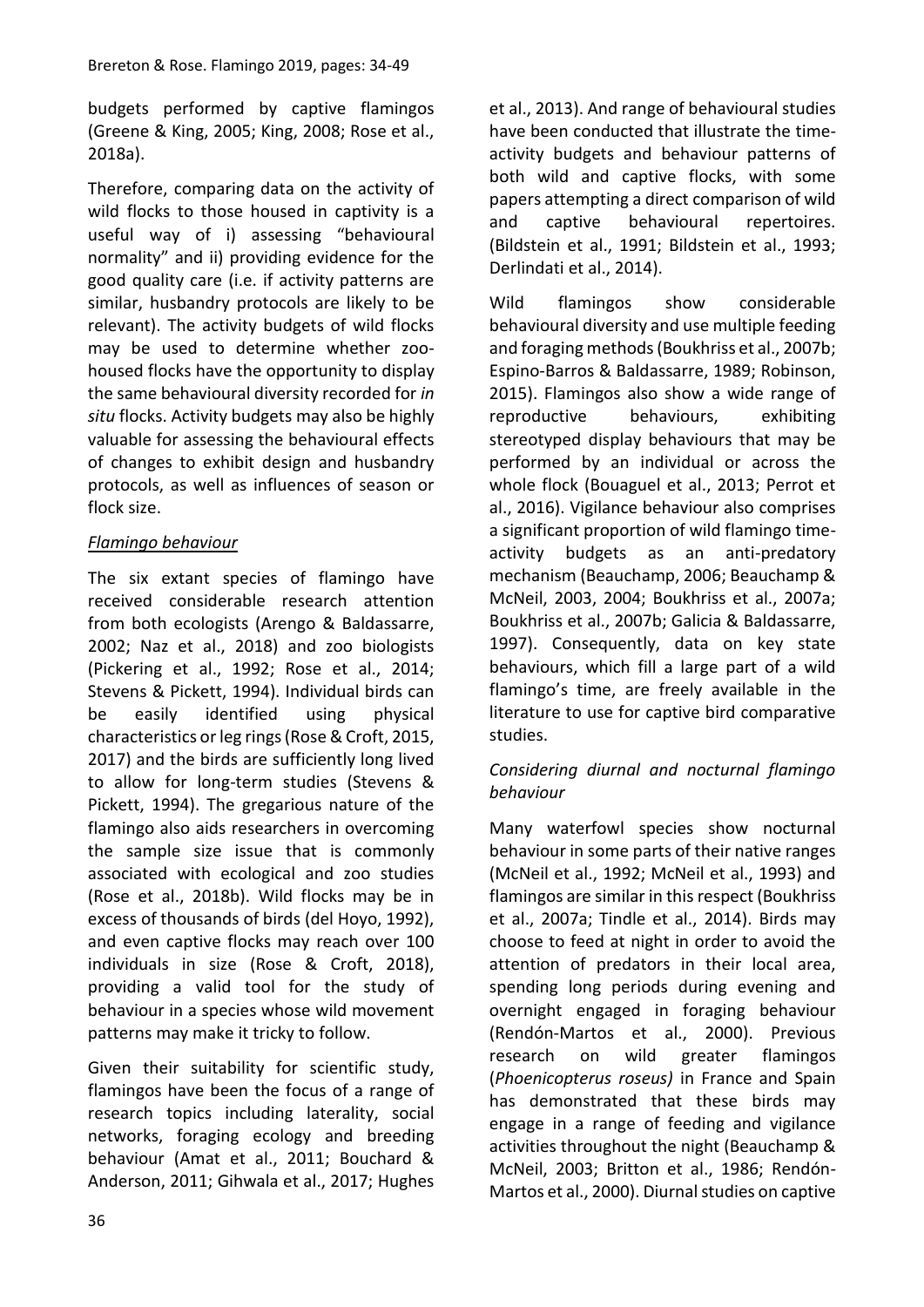budgets performed by captive flamingos (Greene & King, 2005; King, 2008; Rose et al., 2018a).

Therefore, comparing data on the activity of wild flocks to those housed in captivity is a useful way of i) assessing "behavioural normality" and ii) providing evidence for the good quality care (i.e. if activity patterns are similar, husbandry protocols are likely to be relevant). The activity budgets of wild flocks may be used to determine whether zoo-housed flocks have the opportunity to display the same behavioural diversity recorded for *in situ* flocks. Activity budgets may also be highly valuable for assessing the behavioural effects of changes to exhibit design and husbandry protocols, as well as influences of season or flock size.

## *Flamingo behaviour*

The six extant species of flamingo have received considerable research attention from both ecologists (Arengo & Baldassarre, 2002; Naz et al., 2018) and zoo biologists (Pickering et al., 1992; Rose et al., 2014; Stevens & Pickett, 1994). Individual birds can be easily identified using physical characteristics or leg rings (Rose & Croft, 2015, 2017) and the birds are sufficiently long lived to allow for long-term studies (Stevens & Pickett, 1994). The gregarious nature of the flamingo also aids researchers in overcoming the sample size issue that is commonly associated with ecological and zoo studies (Rose et al., 2018b). Wild flocks may be in excess of thousands of birds (del Hoyo, 1992), and even captive flocks may reach over 100 individuals in size (Rose & Croft, 2018), providing a valid tool for the study of behaviour in a species whose wild movement patterns may make it tricky to follow.

Given their suitability for scientific study, flamingos have been the focus of a range of research topics including laterality, social networks, foraging ecology and breeding behaviour (Amat et al., 2011; Bouchard & Anderson, 2011; Gihwala et al., 2017; Hughes et al., 2013). And range of behavioural studies have been conducted that illustrate the time-activity budgets and behaviour patterns of both wild and captive flocks, with some papers attempting a direct comparison of wild and captive behavioural repertoires. (Bildstein et al., 1991; Bildstein et al., 1993; Derlindati et al., 2014).

Wild flamingos show considerable behavioural diversity and use multiple feeding and foraging methods (Boukhriss et al., 2007b; Espino-Barros & Baldassarre, 1989; Robinson, 2015). Flamingos also show a wide range of reproductive behaviours, exhibiting stereotyped display behaviours that may be performed by an individual or across the whole flock (Bouaguel et al., 2013; Perrot et al., 2016). Vigilance behaviour also comprises a significant proportion of wild flamingo time-activity budgets as an anti-predatory mechanism (Beauchamp, 2006; Beauchamp & McNeil, 2003, 2004; Boukhriss et al., 2007a; Boukhriss et al., 2007b; Galicia & Baldassarre, 1997). Consequently, data on key state behaviours, which fill a large part of a wild flamingo's time, are freely available in the literature to use for captive bird comparative studies.

## *Considering diurnal and nocturnal flamingo behaviour*

Many waterfowl species show nocturnal behaviour in some parts of their native ranges (McNeil et al., 1992; McNeil et al., 1993) and flamingos are similar in this respect (Boukhriss et al., 2007a; Tindle et al., 2014). Birds may choose to feed at night in order to avoid the attention of predators in their local area, spending long periods during evening and overnight engaged in foraging behaviour (Rendón-Martos et al., 2000). Previous research on wild greater flamingos (*Phoenicopterus roseus)* in France and Spain has demonstrated that these birds may engage in a range of feeding and vigilance activities throughout the night (Beauchamp & McNeil, 2003; Britton et al., 1986; Rendón-Martos et al., 2000). Diurnal studies on captive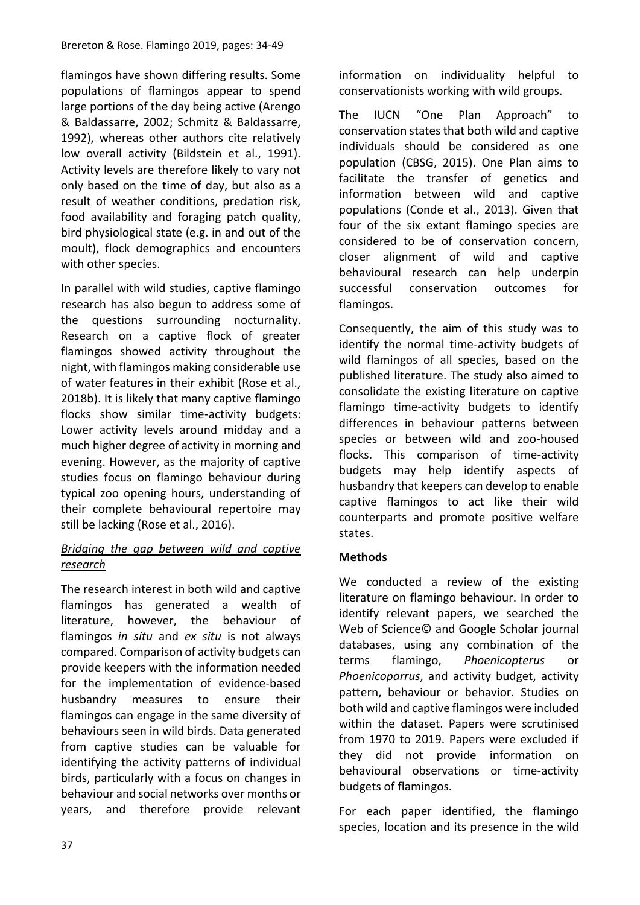flamingos have shown differing results. Some populations of flamingos appear to spend large portions of the day being active (Arengo & Baldassarre, 2002; Schmitz & Baldassarre, 1992), whereas other authors cite relatively low overall activity (Bildstein et al., 1991). Activity levels are therefore likely to vary not only based on the time of day, but also as a result of weather conditions, predation risk, food availability and foraging patch quality, bird physiological state (e.g. in and out of the moult), flock demographics and encounters with other species.

In parallel with wild studies, captive flamingo research has also begun to address some of the questions surrounding nocturnality. Research on a captive flock of greater flamingos showed activity throughout the night, with flamingos making considerable use of water features in their exhibit (Rose et al., 2018b). It is likely that many captive flamingo flocks show similar time-activity budgets: Lower activity levels around midday and a much higher degree of activity in morning and evening. However, as the majority of captive studies focus on flamingo behaviour during typical zoo opening hours, understanding of their complete behavioural repertoire may still be lacking (Rose et al., 2016).

### *Bridging the gap between wild and captive research*

The research interest in both wild and captive flamingos has generated a wealth of literature, however, the behaviour of flamingos *in situ* and *ex situ* is not always compared. Comparison of activity budgets can provide keepers with the information needed for the implementation of evidence-based husbandry measures to ensure their flamingos can engage in the same diversity of behaviours seen in wild birds. Data generated from captive studies can be valuable for identifying the activity patterns of individual birds, particularly with a focus on changes in behaviour and social networks over months or years, and therefore provide relevant information on individuality helpful to conservationists working with wild groups.

The IUCN "One Plan Approach" to conservation states that both wild and captive individuals should be considered as one population (CBSG, 2015). One Plan aims to facilitate the transfer of genetics and information between wild and captive populations (Conde et al., 2013). Given that four of the six extant flamingo species are considered to be of conservation concern, closer alignment of wild and captive behavioural research can help underpin successful conservation outcomes for flamingos.

Consequently, the aim of this study was to identify the normal time-activity budgets of wild flamingos of all species, based on the published literature. The study also aimed to consolidate the existing literature on captive flamingo time-activity budgets to identify differences in behaviour patterns between species or between wild and zoo-housed flocks. This comparison of time-activity budgets may help identify aspects of husbandry that keepers can develop to enable captive flamingos to act like their wild counterparts and promote positive welfare states.

## Methods

We conducted a review of the existing literature on flamingo behaviour. In order to identify relevant papers, we searched the Web of Science© and Google Scholar journal databases, using any combination of the terms flamingo, *Phoenicopterus* or *Phoenicoparrus*, and activity budget, activity pattern, behaviour or behavior. Studies on both wild and captive flamingos were included within the dataset. Papers were scrutinised from 1970 to 2019. Papers were excluded if they did not provide information on behavioural observations or time-activity budgets of flamingos.

For each paper identified, the flamingo species, location and its presence in the wild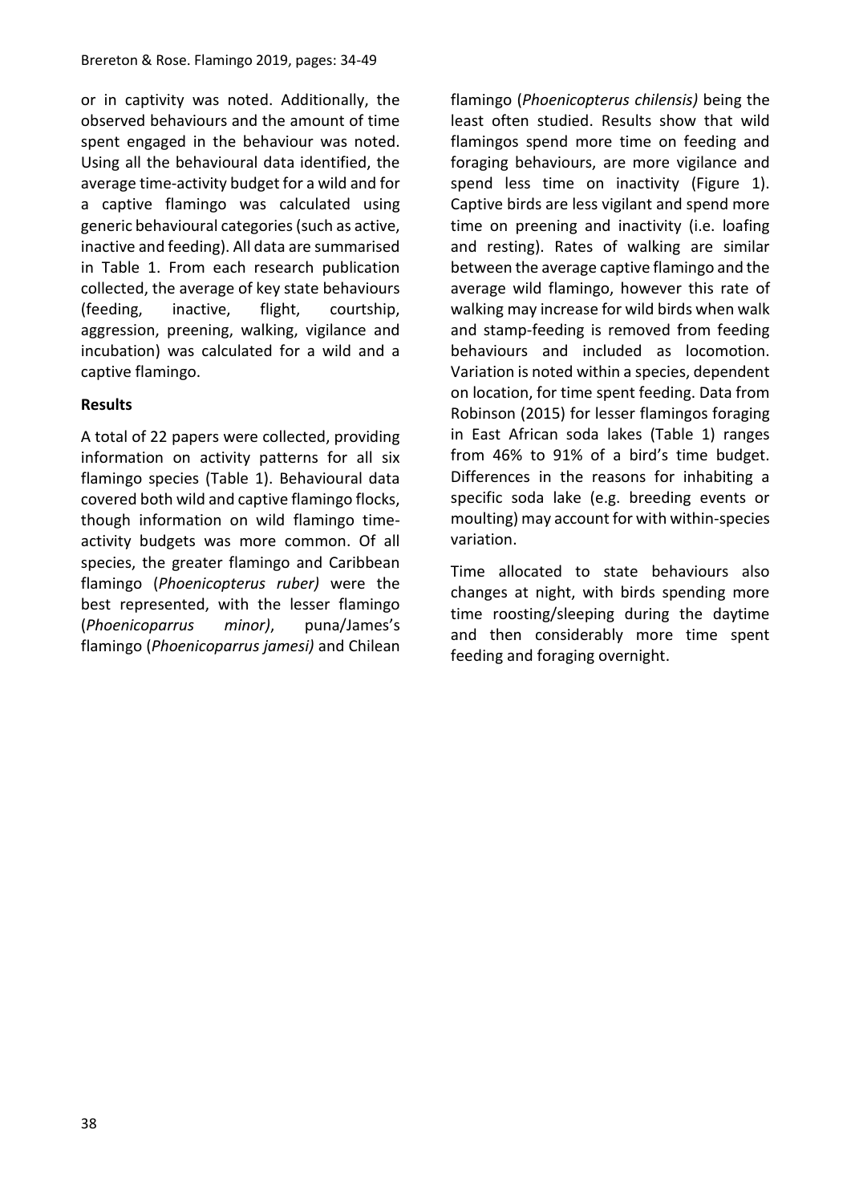or in captivity was noted. Additionally, the observed behaviours and the amount of time spent engaged in the behaviour was noted. Using all the behavioural data identified, the average time-activity budget for a wild and for a captive flamingo was calculated using generic behavioural categories (such as active, inactive and feeding). All data are summarised in Table 1. From each research publication collected, the average of key state behaviours (feeding, inactive, flight, courtship, aggression, preening, walking, vigilance and incubation) was calculated for a wild and a captive flamingo.

## Results

A total of 22 papers were collected, providing information on activity patterns for all six flamingo species (Table 1). Behavioural data covered both wild and captive flamingo flocks, though information on wild flamingo time-activity budgets was more common. Of all species, the greater flamingo and Caribbean flamingo (*Phoenicopterus ruber)* were the best represented, with the lesser flamingo (*Phoenicoparrus minor)*, puna/James's flamingo (*Phoenicoparrus jamesi)* and Chilean flamingo (*Phoenicopterus chilensis)* being the least often studied. Results show that wild flamingos spend more time on feeding and foraging behaviours, are more vigilance and spend less time on inactivity (Figure 1). Captive birds are less vigilant and spend more time on preening and inactivity (i.e. loafing and resting). Rates of walking are similar between the average captive flamingo and the average wild flamingo, however this rate of walking may increase for wild birds when walk and stamp-feeding is removed from feeding behaviours and included as locomotion. Variation is noted within a species, dependent on location, for time spent feeding. Data from Robinson (2015) for lesser flamingos foraging in East African soda lakes (Table 1) ranges from 46% to 91% of a bird's time budget. Differences in the reasons for inhabiting a specific soda lake (e.g. breeding events or moulting) may account for with within-species variation.

Time allocated to state behaviours also changes at night, with birds spending more time roosting/sleeping during the daytime and then considerably more time spent feeding and foraging overnight.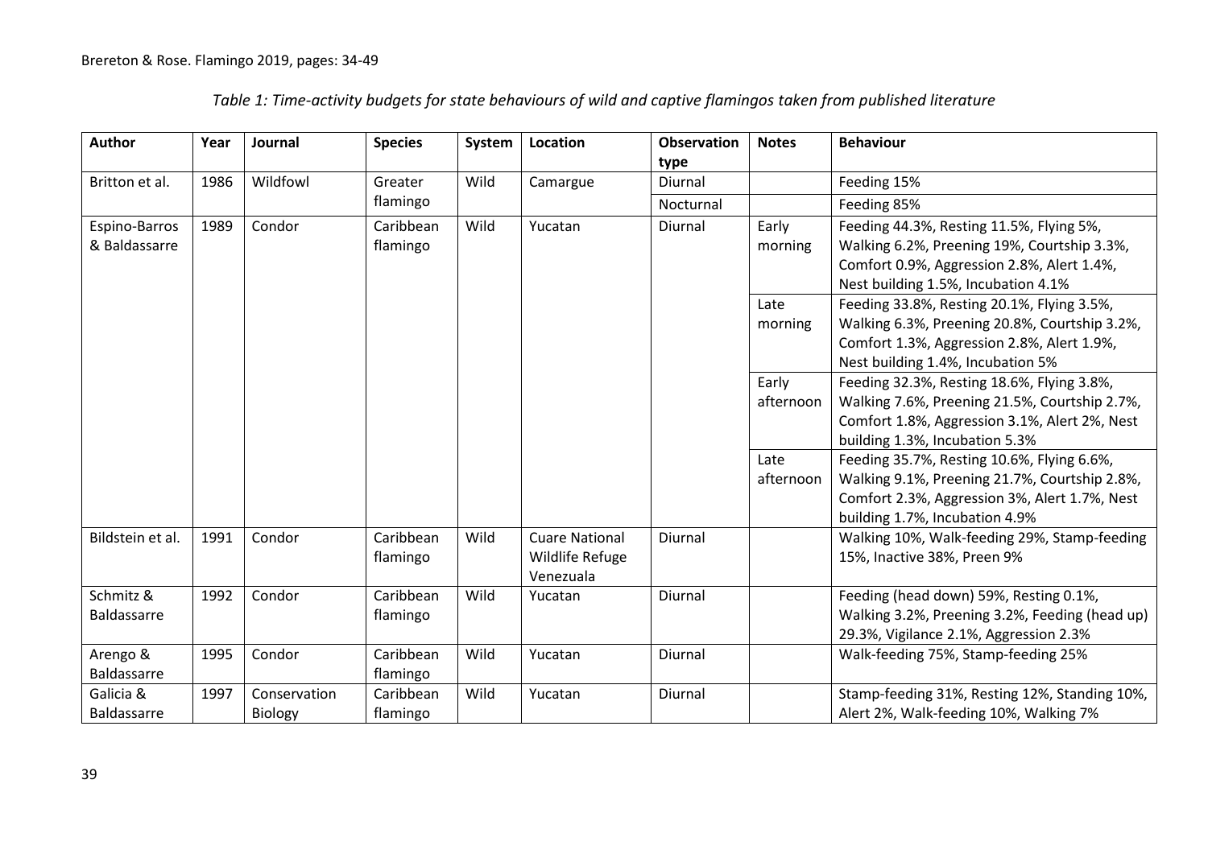*Table 1: Time-activity budgets for state behaviours of wild and captive flamingos taken from published literature*

| Author | Year | Journal | Species | System | Location | Observation type | Notes | Behaviour |
|---|---|---|---|---|---|---|---|---|
| Britton et al. | 1986 | Wildfowl | Greater flamingo | Wild | Camargue | Diurnal | | Feeding 15% |
| | | | | | | Nocturnal | | Feeding 85% |
| Espino-Barros & Baldassarre | 1989 | Condor | Caribbean flamingo | Wild | Yucatan | Diurnal | Early morning | Feeding 44.3%, Resting 11.5%, Flying 5%, Walking 6.2%, Preening 19%, Courtship 3.3%, Comfort 0.9%, Aggression 2.8%, Alert 1.4%, Nest building 1.5%, Incubation 4.1% |
| | | | | | | | Late morning | Feeding 33.8%, Resting 20.1%, Flying 3.5%, Walking 6.3%, Preening 20.8%, Courtship 3.2%, Comfort 1.3%, Aggression 2.8%, Alert 1.9%, Nest building 1.4%, Incubation 5% |
| | | | | | | | Early afternoon | Feeding 32.3%, Resting 18.6%, Flying 3.8%, Walking 7.6%, Preening 21.5%, Courtship 2.7%, Comfort 1.8%, Aggression 3.1%, Alert 2%, Nest building 1.3%, Incubation 5.3% |
| | | | | | | | Late afternoon | Feeding 35.7%, Resting 10.6%, Flying 6.6%, Walking 9.1%, Preening 21.7%, Courtship 2.8%, Comfort 2.3%, Aggression 3%, Alert 1.7%, Nest building 1.7%, Incubation 4.9% |
| Bildstein et al. | 1991 | Condor | Caribbean flamingo | Wild | Cuare National Wildlife Refuge Venezuala | Diurnal | | Walking 10%, Walk-feeding 29%, Stamp-feeding 15%, Inactive 38%, Preen 9% |
| Schmitz & Baldassarre | 1992 | Condor | Caribbean flamingo | Wild | Yucatan | Diurnal | | Feeding (head down) 59%, Resting 0.1%, Walking 3.2%, Preening 3.2%, Feeding (head up) 29.3%, Vigilance 2.1%, Aggression 2.3% |
| Arengo & Baldassarre | 1995 | Condor | Caribbean flamingo | Wild | Yucatan | Diurnal | | Walk-feeding 75%, Stamp-feeding 25% |
| Galicia & Baldassarre | 1997 | Conservation Biology | Caribbean flamingo | Wild | Yucatan | Diurnal | | Stamp-feeding 31%, Resting 12%, Standing 10%, Alert 2%, Walk-feeding 10%, Walking 7% |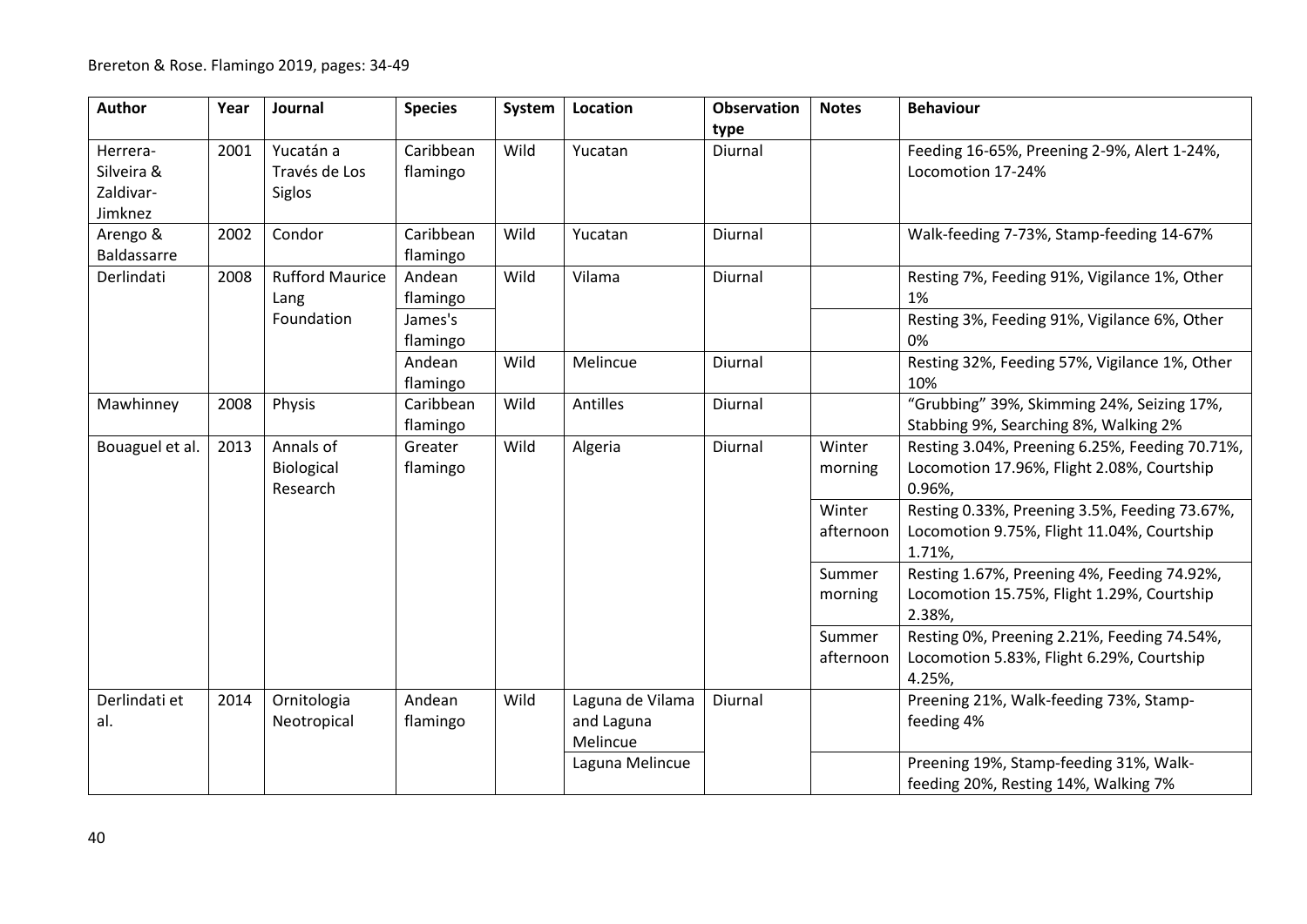| Author | Year | Journal | Species | System | Location | Observation type | Notes | Behaviour |
|---|---|---|---|---|---|---|---|---|
| Herrera-Silveira & Zaldivar-Jimknez | 2001 | Yucatán a Través de Los Siglos | Caribbean flamingo | Wild | Yucatan | Diurnal | | Feeding 16-65%, Preening 2-9%, Alert 1-24%, Locomotion 17-24% |
| Arengo & Baldassarre | 2002 | Condor | Caribbean flamingo | Wild | Yucatan | Diurnal | | Walk-feeding 7-73%, Stamp-feeding 14-67% |
| Derlindati | 2008 | Rufford Maurice Lang Foundation | Andean flamingo | Wild | Vilama | Diurnal | | Resting 7%, Feeding 91%, Vigilance 1%, Other 1% |
| | | | James's flamingo | | | | | Resting 3%, Feeding 91%, Vigilance 6%, Other 0% |
| | | | Andean flamingo | Wild | Melincue | Diurnal | | Resting 32%, Feeding 57%, Vigilance 1%, Other 10% |
| Mawhinney | 2008 | Physis | Caribbean flamingo | Wild | Antilles | Diurnal | | "Grubbing" 39%, Skimming 24%, Seizing 17%, Stabbing 9%, Searching 8%, Walking 2% |
| Bouaguel et al. | 2013 | Annals of Biological Research | Greater flamingo | Wild | Algeria | Diurnal | Winter morning | Resting 3.04%, Preening 6.25%, Feeding 70.71%, Locomotion 17.96%, Flight 2.08%, Courtship 0.96%, |
| | | | | | | | Winter afternoon | Resting 0.33%, Preening 3.5%, Feeding 73.67%, Locomotion 9.75%, Flight 11.04%, Courtship 1.71%, |
| | | | | | | | Summer morning | Resting 1.67%, Preening 4%, Feeding 74.92%, Locomotion 15.75%, Flight 1.29%, Courtship 2.38%, |
| | | | | | | | Summer afternoon | Resting 0%, Preening 2.21%, Feeding 74.54%, Locomotion 5.83%, Flight 6.29%, Courtship 4.25%, |
| Derlindati et al. | 2014 | Ornitologia Neotropical | Andean flamingo | Wild | Laguna de Vilama and Laguna Melincue | Diurnal | | Preening 21%, Walk-feeding 73%, Stamp-feeding 4% |
| | | | | | Laguna Melincue | | | Preening 19%, Stamp-feeding 31%, Walk-feeding 20%, Resting 14%, Walking 7% |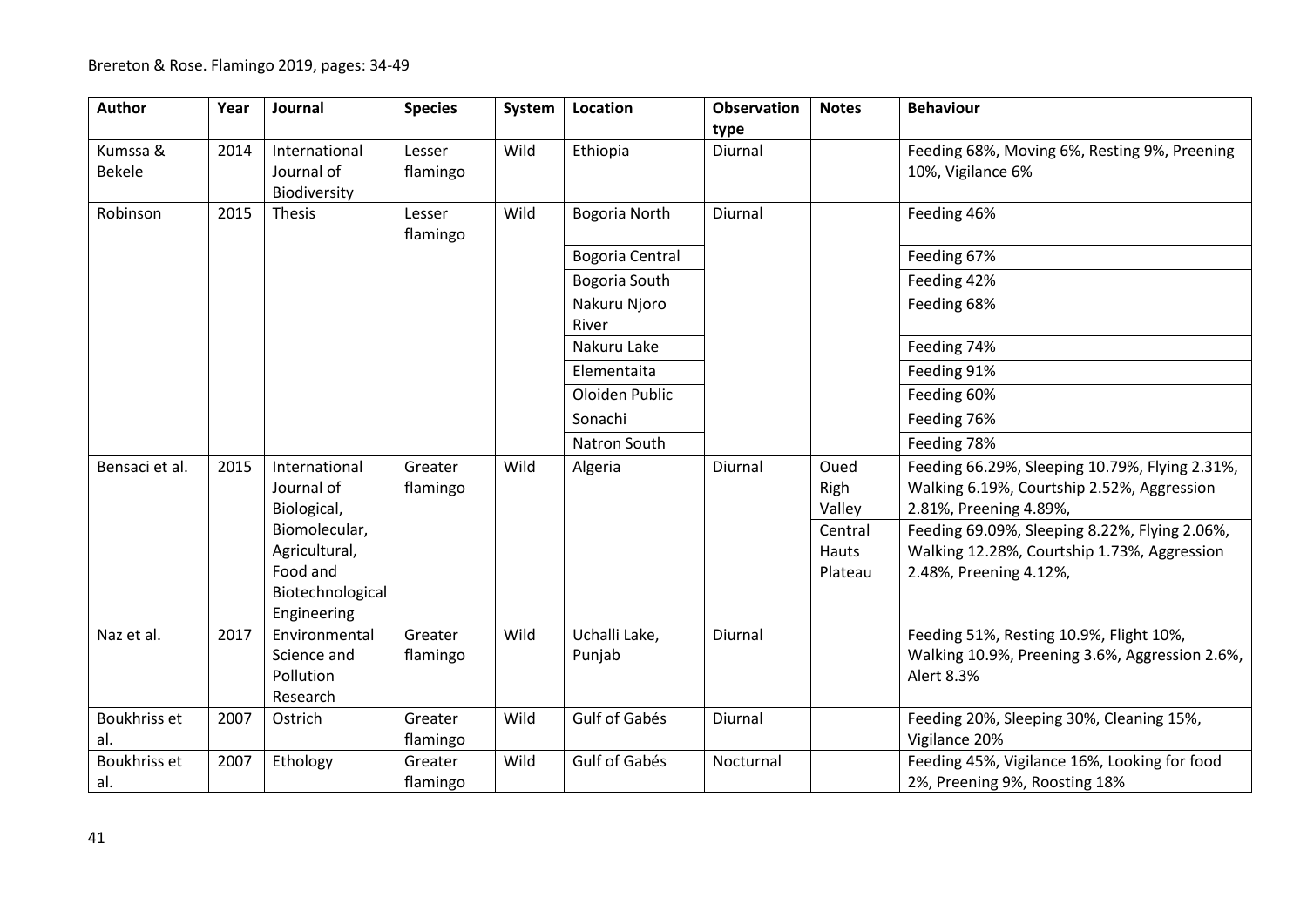| Author | Year | Journal | Species | System | Location | Observation type | Notes | Behaviour |
|---|---|---|---|---|---|---|---|---|
| Kumssa & Bekele | 2014 | International Journal of Biodiversity | Lesser flamingo | Wild | Ethiopia | Diurnal | | Feeding 68%, Moving 6%, Resting 9%, Preening 10%, Vigilance 6% |
| Robinson | 2015 | Thesis | Lesser flamingo | Wild | Bogoria North | Diurnal | | Feeding 46% |
| | | | | | Bogoria Central | | | Feeding 67% |
| | | | | | Bogoria South | | | Feeding 42% |
| | | | | | Nakuru Njoro River | | | Feeding 68% |
| | | | | | Nakuru Lake | | | Feeding 74% |
| | | | | | Elementaita | | | Feeding 91% |
| | | | | | Oloiden Public | | | Feeding 60% |
| | | | | | Sonachi | | | Feeding 76% |
| | | | | | Natron South | | | Feeding 78% |
| Bensaci et al. | 2015 | International Journal of Biological, Biomolecular, Agricultural, Food and Biotechnological Engineering | Greater flamingo | Wild | Algeria | Diurnal | Oued Righ Valley | Feeding 66.29%, Sleeping 10.79%, Flying 2.31%, Walking 6.19%, Courtship 2.52%, Aggression 2.81%, Preening 4.89%, |
| | | | | | | | Central Hauts Plateau | Feeding 69.09%, Sleeping 8.22%, Flying 2.06%, Walking 12.28%, Courtship 1.73%, Aggression 2.48%, Preening 4.12%, |
| Naz et al. | 2017 | Environmental Science and Pollution Research | Greater flamingo | Wild | Uchalli Lake, Punjab | Diurnal | | Feeding 51%, Resting 10.9%, Flight 10%, Walking 10.9%, Preening 3.6%, Aggression 2.6%, Alert 8.3% |
| Boukhriss et al. | 2007 | Ostrich | Greater flamingo | Wild | Gulf of Gabés | Diurnal | | Feeding 20%, Sleeping 30%, Cleaning 15%, Vigilance 20% |
| Boukhriss et al. | 2007 | Ethology | Greater flamingo | Wild | Gulf of Gabés | Nocturnal | | Feeding 45%, Vigilance 16%, Looking for food 2%, Preening 9%, Roosting 18% |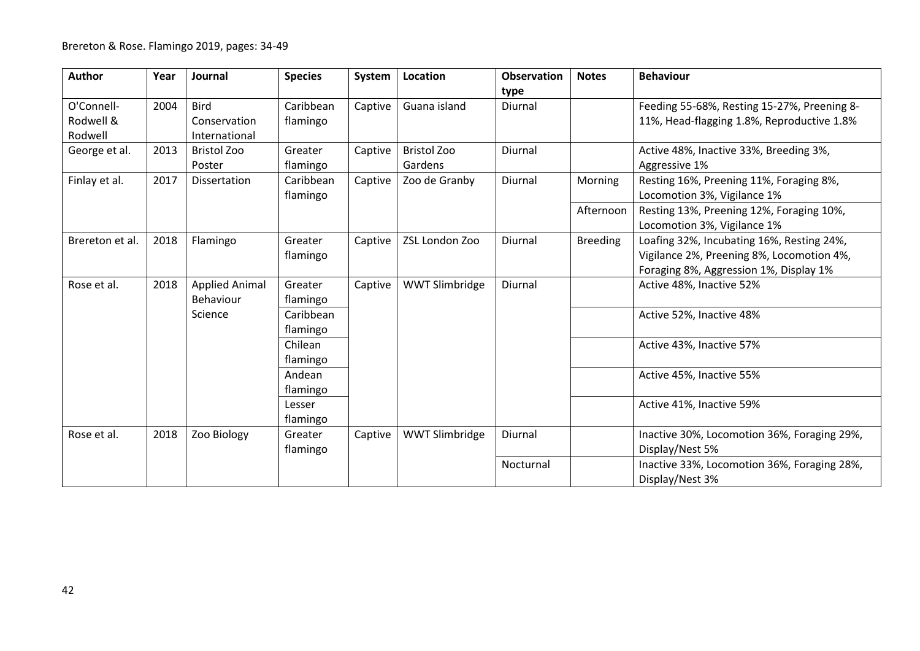| Author | Year | Journal | Species | System | Location | Observation type | Notes | Behaviour |
|---|---|---|---|---|---|---|---|---|
| O'Connell-Rodwell & Rodwell | 2004 | Bird Conservation International | Caribbean flamingo | Captive | Guana island | Diurnal | | Feeding 55-68%, Resting 15-27%, Preening 8-11%, Head-flagging 1.8%, Reproductive 1.8% |
| George et al. | 2013 | Bristol Zoo Poster | Greater flamingo | Captive | Bristol Zoo Gardens | Diurnal | | Active 48%, Inactive 33%, Breeding 3%, Aggressive 1% |
| Finlay et al. | 2017 | Dissertation | Caribbean flamingo | Captive | Zoo de Granby | Diurnal | Morning | Resting 16%, Preening 11%, Foraging 8%, Locomotion 3%, Vigilance 1% |
| | | | | | | | Afternoon | Resting 13%, Preening 12%, Foraging 10%, Locomotion 3%, Vigilance 1% |
| Brereton et al. | 2018 | Flamingo | Greater flamingo | Captive | ZSL London Zoo | Diurnal | Breeding | Loafing 32%, Incubating 16%, Resting 24%, Vigilance 2%, Preening 8%, Locomotion 4%, Foraging 8%, Aggression 1%, Display 1% |
| Rose et al. | 2018 | Applied Animal Behaviour Science | Greater flamingo | Captive | WWT Slimbridge | Diurnal | | Active 48%, Inactive 52% |
| | | | Caribbean flamingo | | | | | Active 52%, Inactive 48% |
| | | | Chilean flamingo | | | | | Active 43%, Inactive 57% |
| | | | Andean flamingo | | | | | Active 45%, Inactive 55% |
| | | | Lesser flamingo | | | | | Active 41%, Inactive 59% |
| Rose et al. | 2018 | Zoo Biology | Greater flamingo | Captive | WWT Slimbridge | Diurnal | | Inactive 30%, Locomotion 36%, Foraging 29%, Display/Nest 5% |
| | | | | | | Nocturnal | | Inactive 33%, Locomotion 36%, Foraging 28%, Display/Nest 3% |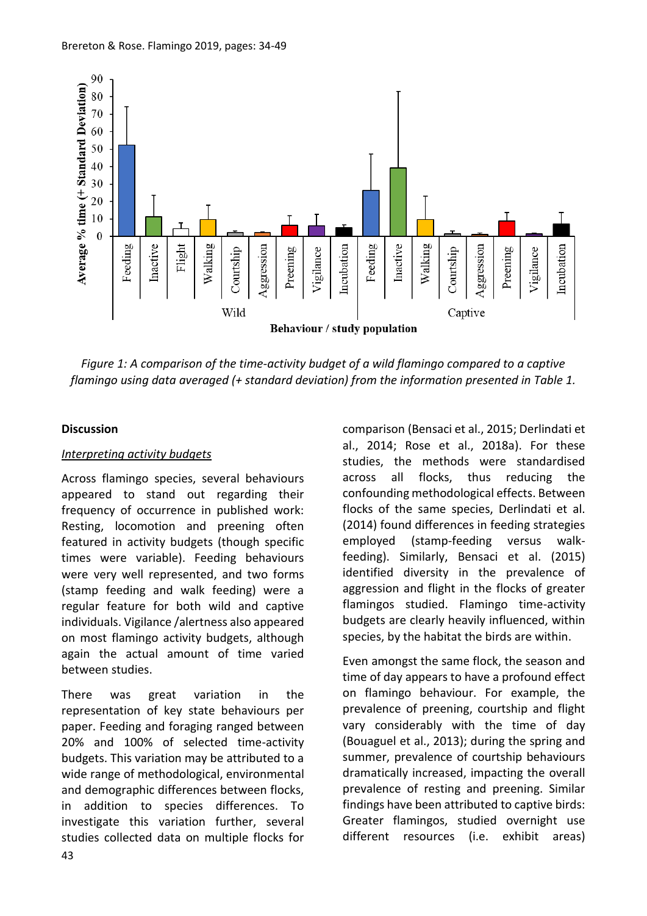Figure 1: A comparison of the time-activity budget of a wild flamingo compared to a captive flamingo using data averaged (+ standard deviation) from the information presented in Table 1.

**Discussion**

*Interpreting activity budgets*

Across flamingo species, several behaviours appeared to stand out regarding their frequency of occurrence in published work: Resting, locomotion and preening often featured in activity budgets (though specific times were variable). Feeding behaviours were very well represented, and two forms (stamp feeding and walk feeding) were a regular feature for both wild and captive individuals. Vigilance /alertness also appeared on most flamingo activity budgets, although again the actual amount of time varied between studies.

There was great variation in the representation of key state behaviours per paper. Feeding and foraging ranged between 20% and 100% of selected time-activity budgets. This variation may be attributed to a wide range of methodological, environmental and demographic differences between flocks, in addition to species differences. To investigate this variation further, several studies collected data on multiple flocks for comparison (Bensaci et al., 2015; Derlindati et al., 2014; Rose et al., 2018a). For these studies, the methods were standardised across all flocks, thus reducing the confounding methodological effects. Between flocks of the same species, Derlindati et al. (2014) found differences in feeding strategies employed (stamp-feeding versus walk-feeding). Similarly, Bensaci et al. (2015) identified diversity in the prevalence of aggression and flight in the flocks of greater flamingos studied. Flamingo time-activity budgets are clearly heavily influenced, within species, by the habitat the birds are within.

Even amongst the same flock, the season and time of day appears to have a profound effect on flamingo behaviour. For example, the prevalence of preening, courtship and flight vary considerably with the time of day (Bouaguel et al., 2013); during the spring and summer, prevalence of courtship behaviours dramatically increased, impacting the overall prevalence of resting and preening. Similar findings have been attributed to captive birds: Greater flamingos, studied overnight use different resources (i.e. exhibit areas)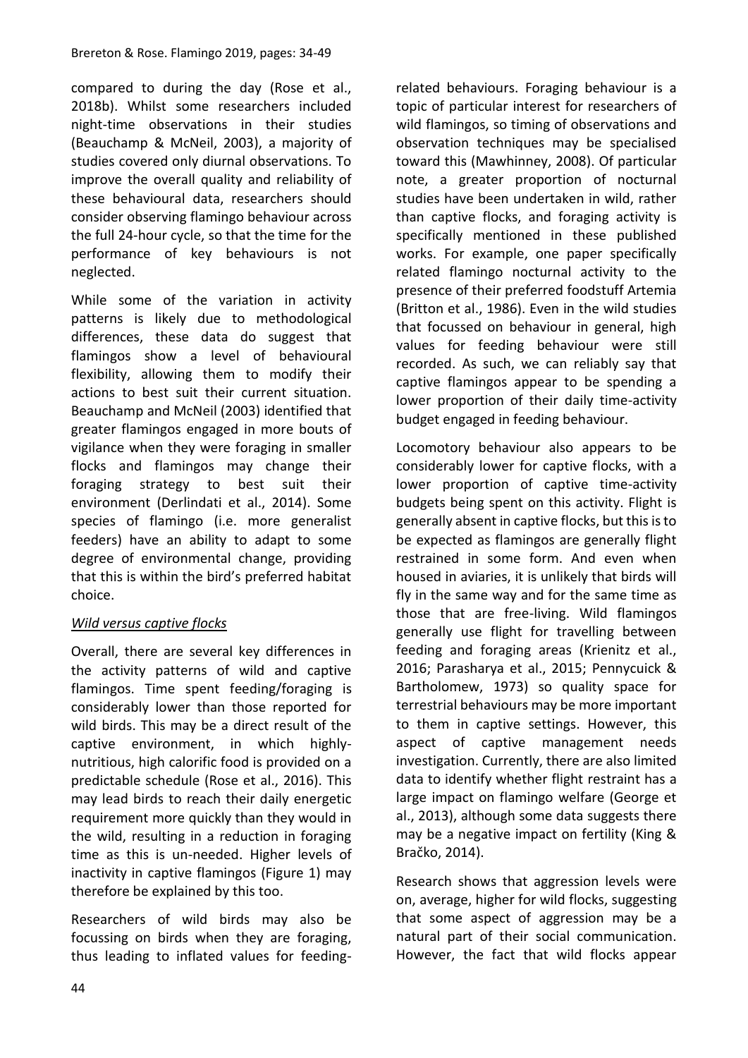compared to during the day (Rose et al., 2018b). Whilst some researchers included night-time observations in their studies (Beauchamp & McNeil, 2003), a majority of studies covered only diurnal observations. To improve the overall quality and reliability of these behavioural data, researchers should consider observing flamingo behaviour across the full 24-hour cycle, so that the time for the performance of key behaviours is not neglected.

While some of the variation in activity patterns is likely due to methodological differences, these data do suggest that flamingos show a level of behavioural flexibility, allowing them to modify their actions to best suit their current situation. Beauchamp and McNeil (2003) identified that greater flamingos engaged in more bouts of vigilance when they were foraging in smaller flocks and flamingos may change their foraging strategy to best suit their environment (Derlindati et al., 2014). Some species of flamingo (i.e. more generalist feeders) have an ability to adapt to some degree of environmental change, providing that this is within the bird's preferred habitat choice.

*Wild versus captive flocks*

Overall, there are several key differences in the activity patterns of wild and captive flamingos. Time spent feeding/foraging is considerably lower than those reported for wild birds. This may be a direct result of the captive environment, in which highly-nutritious, high calorific food is provided on a predictable schedule (Rose et al., 2016). This may lead birds to reach their daily energetic requirement more quickly than they would in the wild, resulting in a reduction in foraging time as this is un-needed. Higher levels of inactivity in captive flamingos (Figure 1) may therefore be explained by this too.

Researchers of wild birds may also be focussing on birds when they are foraging, thus leading to inflated values for feeding-related behaviours. Foraging behaviour is a topic of particular interest for researchers of wild flamingos, so timing of observations and observation techniques may be specialised toward this (Mawhinney, 2008). Of particular note, a greater proportion of nocturnal studies have been undertaken in wild, rather than captive flocks, and foraging activity is specifically mentioned in these published works. For example, one paper specifically related flamingo nocturnal activity to the presence of their preferred foodstuff Artemia (Britton et al., 1986). Even in the wild studies that focussed on behaviour in general, high values for feeding behaviour were still recorded. As such, we can reliably say that captive flamingos appear to be spending a lower proportion of their daily time-activity budget engaged in feeding behaviour.

Locomotory behaviour also appears to be considerably lower for captive flocks, with a lower proportion of captive time-activity budgets being spent on this activity. Flight is generally absent in captive flocks, but this is to be expected as flamingos are generally flight restrained in some form. And even when housed in aviaries, it is unlikely that birds will fly in the same way and for the same time as those that are free-living. Wild flamingos generally use flight for travelling between feeding and foraging areas (Krienitz et al., 2016; Parasharya et al., 2015; Pennycuick & Bartholomew, 1973) so quality space for terrestrial behaviours may be more important to them in captive settings. However, this aspect of captive management needs investigation. Currently, there are also limited data to identify whether flight restraint has a large impact on flamingo welfare (George et al., 2013), although some data suggests there may be a negative impact on fertility (King & Bračko, 2014).

Research shows that aggression levels were on, average, higher for wild flocks, suggesting that some aspect of aggression may be a natural part of their social communication. However, the fact that wild flocks appear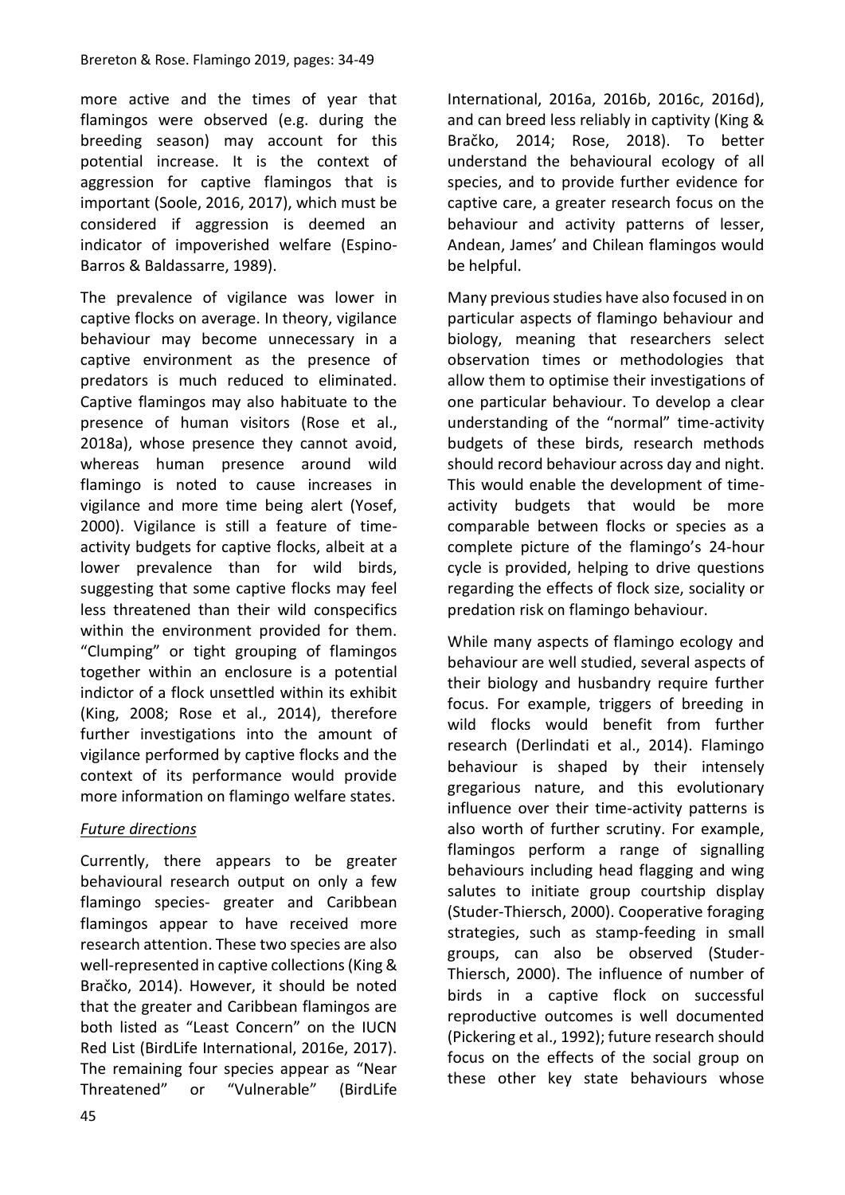more active and the times of year that flamingos were observed (e.g. during the breeding season) may account for this potential increase. It is the context of aggression for captive flamingos that is important (Soole, 2016, 2017), which must be considered if aggression is deemed an indicator of impoverished welfare (Espino-Barros & Baldassarre, 1989).

The prevalence of vigilance was lower in captive flocks on average. In theory, vigilance behaviour may become unnecessary in a captive environment as the presence of predators is much reduced to eliminated. Captive flamingos may also habituate to the presence of human visitors (Rose et al., 2018a), whose presence they cannot avoid, whereas human presence around wild flamingo is noted to cause increases in vigilance and more time being alert (Yosef, 2000). Vigilance is still a feature of time-activity budgets for captive flocks, albeit at a lower prevalence than for wild birds, suggesting that some captive flocks may feel less threatened than their wild conspecifics within the environment provided for them. "Clumping" or tight grouping of flamingos together within an enclosure is a potential indictor of a flock unsettled within its exhibit (King, 2008; Rose et al., 2014), therefore further investigations into the amount of vigilance performed by captive flocks and the context of its performance would provide more information on flamingo welfare states.

*Future directions*

Currently, there appears to be greater behavioural research output on only a few flamingo species- greater and Caribbean flamingos appear to have received more research attention. These two species are also well-represented in captive collections (King & Bračko, 2014). However, it should be noted that the greater and Caribbean flamingos are both listed as "Least Concern" on the IUCN Red List (BirdLife International, 2016e, 2017). The remaining four species appear as "Near Threatened" or "Vulnerable" (BirdLife International, 2016a, 2016b, 2016c, 2016d), and can breed less reliably in captivity (King & Bračko, 2014; Rose, 2018). To better understand the behavioural ecology of all species, and to provide further evidence for captive care, a greater research focus on the behaviour and activity patterns of lesser, Andean, James' and Chilean flamingos would be helpful.

Many previous studies have also focused in on particular aspects of flamingo behaviour and biology, meaning that researchers select observation times or methodologies that allow them to optimise their investigations of one particular behaviour. To develop a clear understanding of the "normal" time-activity budgets of these birds, research methods should record behaviour across day and night. This would enable the development of time-activity budgets that would be more comparable between flocks or species as a complete picture of the flamingo's 24-hour cycle is provided, helping to drive questions regarding the effects of flock size, sociality or predation risk on flamingo behaviour.

While many aspects of flamingo ecology and behaviour are well studied, several aspects of their biology and husbandry require further focus. For example, triggers of breeding in wild flocks would benefit from further research (Derlindati et al., 2014). Flamingo behaviour is shaped by their intensely gregarious nature, and this evolutionary influence over their time-activity patterns is also worth of further scrutiny. For example, flamingos perform a range of signalling behaviours including head flagging and wing salutes to initiate group courtship display (Studer-Thiersch, 2000). Cooperative foraging strategies, such as stamp-feeding in small groups, can also be observed (Studer-Thiersch, 2000). The influence of number of birds in a captive flock on successful reproductive outcomes is well documented (Pickering et al., 1992); future research should focus on the effects of the social group on these other key state behaviours whose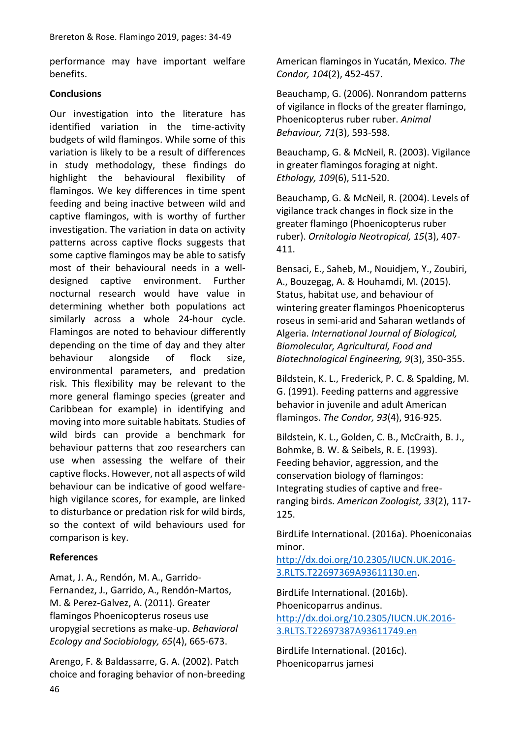performance may have important welfare benefits.

## Conclusions

Our investigation into the literature has identified variation in the time-activity budgets of wild flamingos. While some of this variation is likely to be a result of differences in study methodology, these findings do highlight the behavioural flexibility of flamingos. We key differences in time spent feeding and being inactive between wild and captive flamingos, with is worthy of further investigation. The variation in data on activity patterns across captive flocks suggests that some captive flamingos may be able to satisfy most of their behavioural needs in a well-designed captive environment. Further nocturnal research would have value in determining whether both populations act similarly across a whole 24-hour cycle. Flamingos are noted to behaviour differently depending on the time of day and they alter behaviour alongside of flock size, environmental parameters, and predation risk. This flexibility may be relevant to the more general flamingo species (greater and Caribbean for example) in identifying and moving into more suitable habitats. Studies of wild birds can provide a benchmark for behaviour patterns that zoo researchers can use when assessing the welfare of their captive flocks. However, not all aspects of wild behaviour can be indicative of good welfare- high vigilance scores, for example, are linked to disturbance or predation risk for wild birds, so the context of wild behaviours used for comparison is key.

## References

Amat, J. A., Rendón, M. A., Garrido-Fernandez, J., Garrido, A., Rendón-Martos, M. & Perez-Galvez, A. (2011). Greater flamingos Phoenicopterus roseus use uropygial secretions as make-up. *Behavioral Ecology and Sociobiology, 65*(4), 665-673.

Arengo, F. & Baldassarre, G. A. (2002). Patch choice and foraging behavior of non-breeding American flamingos in Yucatán, Mexico. *The Condor, 104*(2), 452-457.

Beauchamp, G. (2006). Nonrandom patterns of vigilance in flocks of the greater flamingo, Phoenicopterus ruber ruber. *Animal Behaviour, 71*(3), 593-598.

Beauchamp, G. & McNeil, R. (2003). Vigilance in greater flamingos foraging at night. *Ethology, 109*(6), 511-520.

Beauchamp, G. & McNeil, R. (2004). Levels of vigilance track changes in flock size in the greater flamingo (Phoenicopterus ruber ruber). *Ornitologia Neotropical, 15*(3), 407-411.

Bensaci, E., Saheb, M., Nouidjem, Y., Zoubiri, A., Bouzegag, A. & Houhamdi, M. (2015). Status, habitat use, and behaviour of wintering greater flamingos Phoenicopterus roseus in semi-arid and Saharan wetlands of Algeria. *International Journal of Biological, Biomolecular, Agricultural, Food and Biotechnological Engineering, 9*(3), 350-355.

Bildstein, K. L., Frederick, P. C. & Spalding, M. G. (1991). Feeding patterns and aggressive behavior in juvenile and adult American flamingos. *The Condor, 93*(4), 916-925.

Bildstein, K. L., Golden, C. B., McCraith, B. J., Bohmke, B. W. & Seibels, R. E. (1993). Feeding behavior, aggression, and the conservation biology of flamingos: Integrating studies of captive and free-ranging birds. *American Zoologist, 33*(2), 117-125.

BirdLife International. (2016a). Phoeniconaias minor. http://dx.doi.org/10.2305/IUCN.UK.2016-3.RLTS.T22697369A93611130.en.

BirdLife International. (2016b). Phoenicoparrus andinus. http://dx.doi.org/10.2305/IUCN.UK.2016-3.RLTS.T22697387A93611749.en

BirdLife International. (2016c). Phoenicoparrus jamesi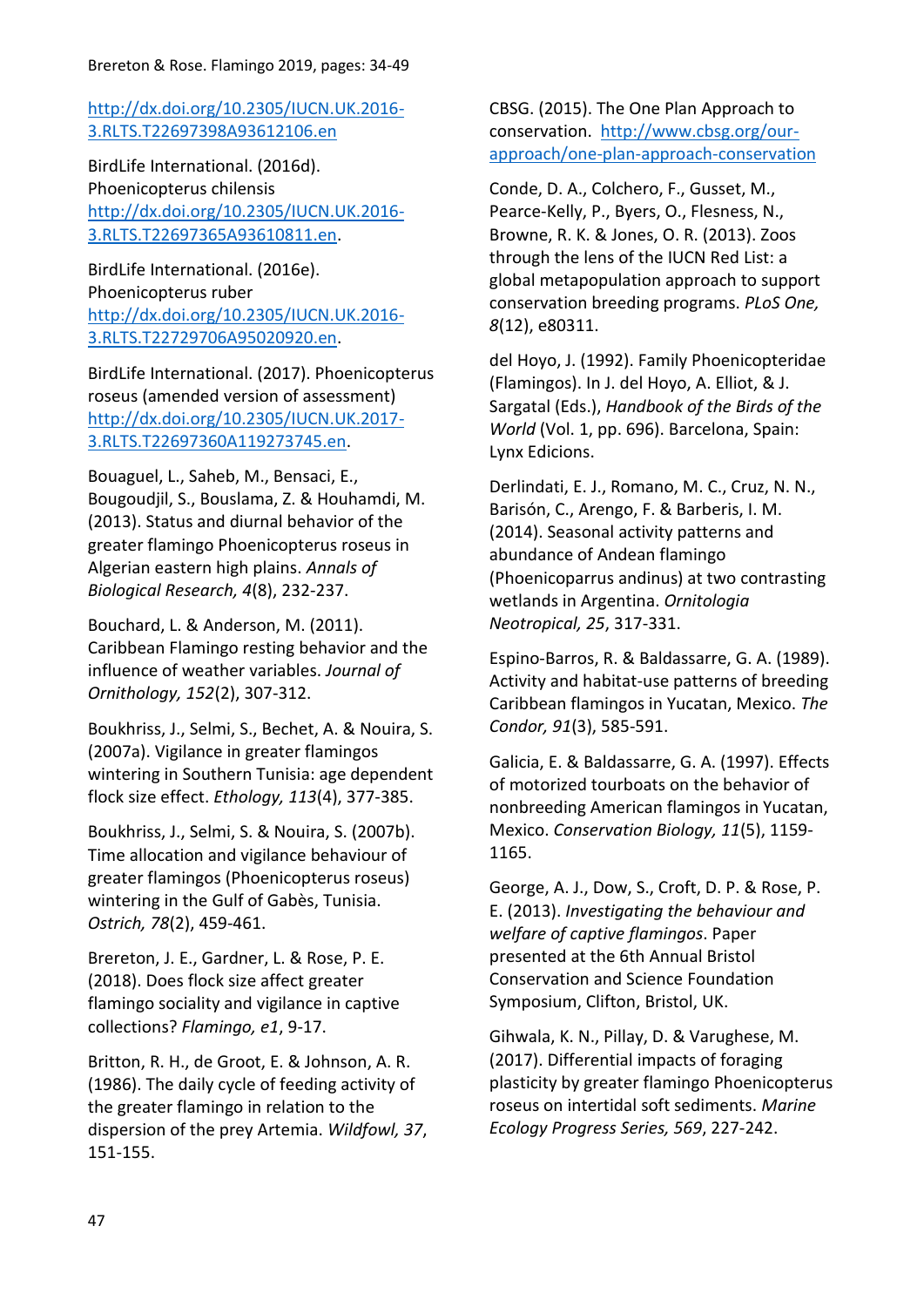http://dx.doi.org/10.2305/IUCN.UK.2016-3.RLTS.T22697398A93612106.en

BirdLife International. (2016d). Phoenicopterus chilensis http://dx.doi.org/10.2305/IUCN.UK.2016-3.RLTS.T22697365A93610811.en.

BirdLife International. (2016e). Phoenicopterus ruber http://dx.doi.org/10.2305/IUCN.UK.2016-3.RLTS.T22729706A95020920.en.

BirdLife International. (2017). Phoenicopterus roseus (amended version of assessment) http://dx.doi.org/10.2305/IUCN.UK.2017-3.RLTS.T22697360A119273745.en.

Bouaguel, L., Saheb, M., Bensaci, E., Bougoudjil, S., Bouslama, Z. & Houhamdi, M. (2013). Status and diurnal behavior of the greater flamingo Phoenicopterus roseus in Algerian eastern high plains. *Annals of Biological Research, 4*(8), 232-237.

Bouchard, L. & Anderson, M. (2011). Caribbean Flamingo resting behavior and the influence of weather variables. *Journal of Ornithology, 152*(2), 307-312.

Boukhriss, J., Selmi, S., Bechet, A. & Nouira, S. (2007a). Vigilance in greater flamingos wintering in Southern Tunisia: age dependent flock size effect. *Ethology, 113*(4), 377-385.

Boukhriss, J., Selmi, S. & Nouira, S. (2007b). Time allocation and vigilance behaviour of greater flamingos (Phoenicopterus roseus) wintering in the Gulf of Gabès, Tunisia. *Ostrich, 78*(2), 459-461.

Brereton, J. E., Gardner, L. & Rose, P. E. (2018). Does flock size affect greater flamingo sociality and vigilance in captive collections? *Flamingo, e1*, 9-17.

Britton, R. H., de Groot, E. & Johnson, A. R. (1986). The daily cycle of feeding activity of the greater flamingo in relation to the dispersion of the prey Artemia. *Wildfowl, 37*, 151-155.

CBSG. (2015). The One Plan Approach to conservation. http://www.cbsg.org/our-approach/one-plan-approach-conservation

Conde, D. A., Colchero, F., Gusset, M., Pearce-Kelly, P., Byers, O., Flesness, N., Browne, R. K. & Jones, O. R. (2013). Zoos through the lens of the IUCN Red List: a global metapopulation approach to support conservation breeding programs. *PLoS One, 8*(12), e80311.

del Hoyo, J. (1992). Family Phoenicopteridae (Flamingos). In J. del Hoyo, A. Elliot, & J. Sargatal (Eds.), *Handbook of the Birds of the World* (Vol. 1, pp. 696). Barcelona, Spain: Lynx Edicions.

Derlindati, E. J., Romano, M. C., Cruz, N. N., Barisón, C., Arengo, F. & Barberis, I. M. (2014). Seasonal activity patterns and abundance of Andean flamingo (Phoenicoparrus andinus) at two contrasting wetlands in Argentina. *Ornitologia Neotropical, 25*, 317-331.

Espino-Barros, R. & Baldassarre, G. A. (1989). Activity and habitat-use patterns of breeding Caribbean flamingos in Yucatan, Mexico. *The Condor, 91*(3), 585-591.

Galicia, E. & Baldassarre, G. A. (1997). Effects of motorized tourboats on the behavior of nonbreeding American flamingos in Yucatan, Mexico. *Conservation Biology, 11*(5), 1159-1165.

George, A. J., Dow, S., Croft, D. P. & Rose, P. E. (2013). *Investigating the behaviour and welfare of captive flamingos*. Paper presented at the 6th Annual Bristol Conservation and Science Foundation Symposium, Clifton, Bristol, UK.

Gihwala, K. N., Pillay, D. & Varughese, M. (2017). Differential impacts of foraging plasticity by greater flamingo Phoenicopterus roseus on intertidal soft sediments. *Marine Ecology Progress Series, 569*, 227-242.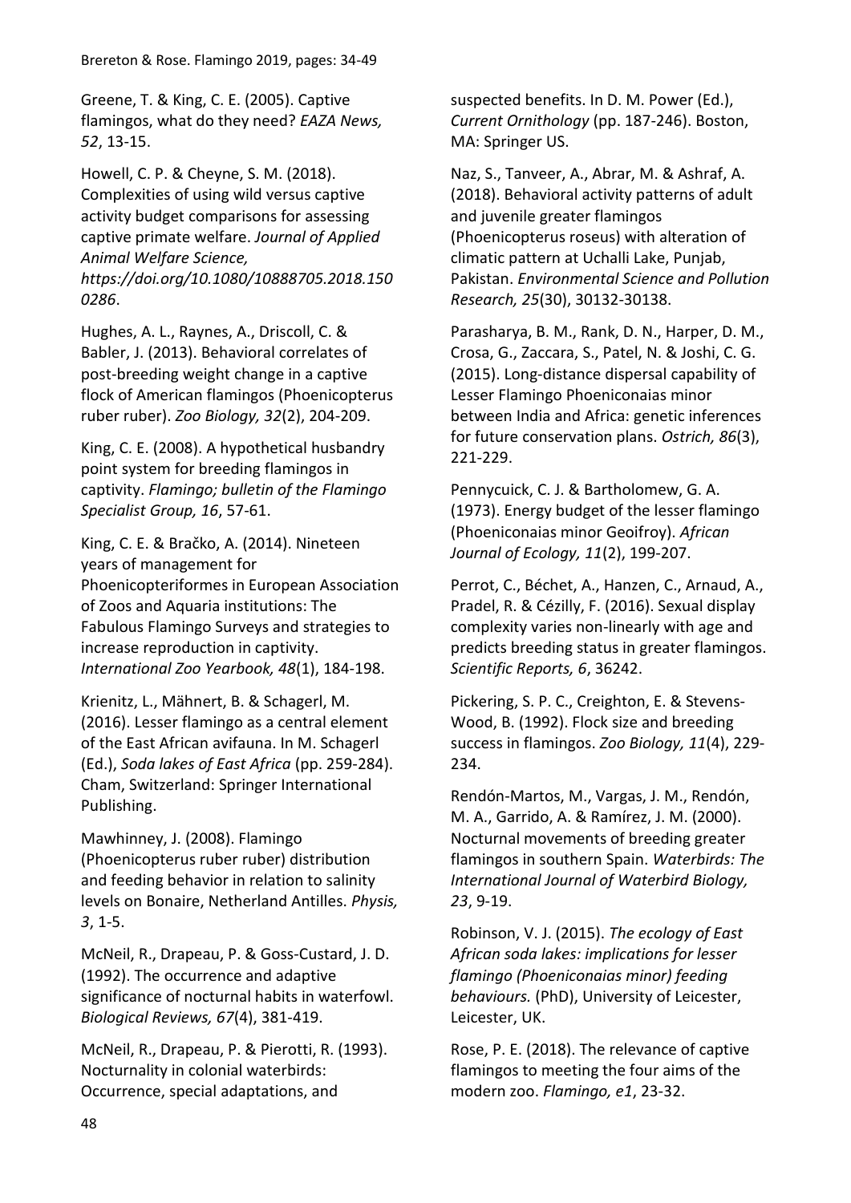Greene, T. & King, C. E. (2005). Captive flamingos, what do they need? *EAZA News, 52*, 13-15.

Howell, C. P. & Cheyne, S. M. (2018). Complexities of using wild versus captive activity budget comparisons for assessing captive primate welfare. *Journal of Applied Animal Welfare Science, https://doi.org/10.1080/10888705.2018.1500286*.

Hughes, A. L., Raynes, A., Driscoll, C. & Babler, J. (2013). Behavioral correlates of post-breeding weight change in a captive flock of American flamingos (Phoenicopterus ruber ruber). *Zoo Biology, 32*(2), 204-209.

King, C. E. (2008). A hypothetical husbandry point system for breeding flamingos in captivity. *Flamingo; bulletin of the Flamingo Specialist Group, 16*, 57-61.

King, C. E. & Bračko, A. (2014). Nineteen years of management for Phoenicopteriformes in European Association of Zoos and Aquaria institutions: The Fabulous Flamingo Surveys and strategies to increase reproduction in captivity. *International Zoo Yearbook, 48*(1), 184-198.

Krienitz, L., Mähnert, B. & Schagerl, M. (2016). Lesser flamingo as a central element of the East African avifauna. In M. Schagerl (Ed.), *Soda lakes of East Africa* (pp. 259-284). Cham, Switzerland: Springer International Publishing.

Mawhinney, J. (2008). Flamingo (Phoenicopterus ruber ruber) distribution and feeding behavior in relation to salinity levels on Bonaire, Netherland Antilles. *Physis, 3*, 1-5.

McNeil, R., Drapeau, P. & Goss-Custard, J. D. (1992). The occurrence and adaptive significance of nocturnal habits in waterfowl. *Biological Reviews, 67*(4), 381-419.

McNeil, R., Drapeau, P. & Pierotti, R. (1993). Nocturnality in colonial waterbirds: Occurrence, special adaptations, and suspected benefits. In D. M. Power (Ed.), *Current Ornithology* (pp. 187-246). Boston, MA: Springer US.

Naz, S., Tanveer, A., Abrar, M. & Ashraf, A. (2018). Behavioral activity patterns of adult and juvenile greater flamingos (Phoenicopterus roseus) with alteration of climatic pattern at Uchalli Lake, Punjab, Pakistan. *Environmental Science and Pollution Research, 25*(30), 30132-30138.

Parasharya, B. M., Rank, D. N., Harper, D. M., Crosa, G., Zaccara, S., Patel, N. & Joshi, C. G. (2015). Long-distance dispersal capability of Lesser Flamingo Phoeniconaias minor between India and Africa: genetic inferences for future conservation plans. *Ostrich, 86*(3), 221-229.

Pennycuick, C. J. & Bartholomew, G. A. (1973). Energy budget of the lesser flamingo (Phoeniconaias minor Geoifroy). *African Journal of Ecology, 11*(2), 199-207.

Perrot, C., Béchet, A., Hanzen, C., Arnaud, A., Pradel, R. & Cézilly, F. (2016). Sexual display complexity varies non-linearly with age and predicts breeding status in greater flamingos. *Scientific Reports, 6*, 36242.

Pickering, S. P. C., Creighton, E. & Stevens-Wood, B. (1992). Flock size and breeding success in flamingos. *Zoo Biology, 11*(4), 229-234.

Rendón-Martos, M., Vargas, J. M., Rendón, M. A., Garrido, A. & Ramírez, J. M. (2000). Nocturnal movements of breeding greater flamingos in southern Spain. *Waterbirds: The International Journal of Waterbird Biology, 23*, 9-19.

Robinson, V. J. (2015). *The ecology of East African soda lakes: implications for lesser flamingo (Phoeniconaias minor) feeding behaviours.* (PhD), University of Leicester, Leicester, UK.

Rose, P. E. (2018). The relevance of captive flamingos to meeting the four aims of the modern zoo. *Flamingo, e1*, 23-32.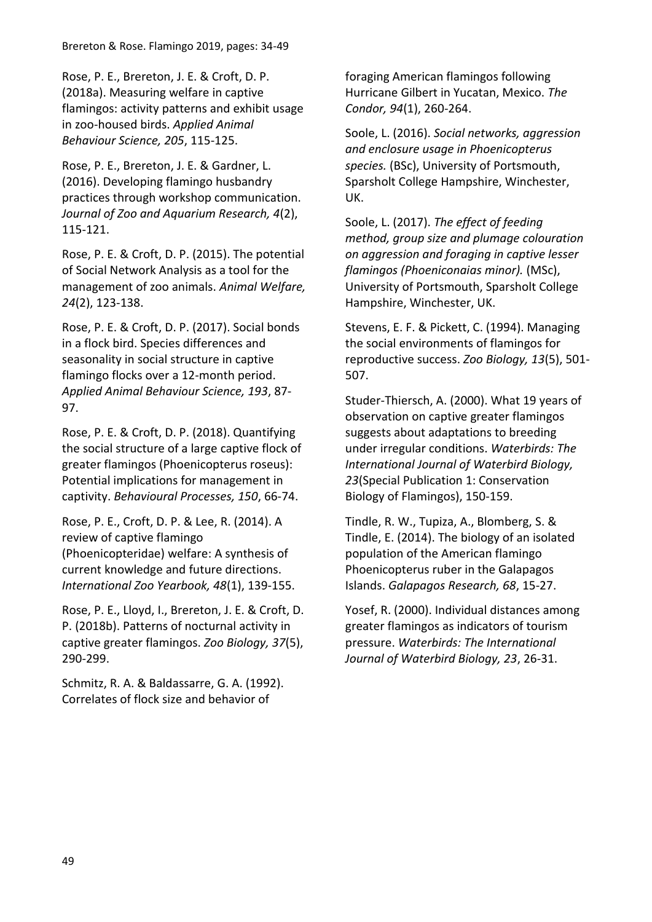Rose, P. E., Brereton, J. E. & Croft, D. P. (2018a). Measuring welfare in captive flamingos: activity patterns and exhibit usage in zoo-housed birds. *Applied Animal Behaviour Science, 205*, 115-125.

Rose, P. E., Brereton, J. E. & Gardner, L. (2016). Developing flamingo husbandry practices through workshop communication. *Journal of Zoo and Aquarium Research, 4*(2), 115-121.

Rose, P. E. & Croft, D. P. (2015). The potential of Social Network Analysis as a tool for the management of zoo animals. *Animal Welfare, 24*(2), 123-138.

Rose, P. E. & Croft, D. P. (2017). Social bonds in a flock bird. Species differences and seasonality in social structure in captive flamingo flocks over a 12-month period. *Applied Animal Behaviour Science, 193*, 87-97.

Rose, P. E. & Croft, D. P. (2018). Quantifying the social structure of a large captive flock of greater flamingos (Phoenicopterus roseus): Potential implications for management in captivity. *Behavioural Processes, 150*, 66-74.

Rose, P. E., Croft, D. P. & Lee, R. (2014). A review of captive flamingo (Phoenicopteridae) welfare: A synthesis of current knowledge and future directions. *International Zoo Yearbook, 48*(1), 139-155.

Rose, P. E., Lloyd, I., Brereton, J. E. & Croft, D. P. (2018b). Patterns of nocturnal activity in captive greater flamingos. *Zoo Biology, 37*(5), 290-299.

Schmitz, R. A. & Baldassarre, G. A. (1992). Correlates of flock size and behavior of foraging American flamingos following Hurricane Gilbert in Yucatan, Mexico. *The Condor, 94*(1), 260-264.

Soole, L. (2016). *Social networks, aggression and enclosure usage in Phoenicopterus species.* (BSc), University of Portsmouth, Sparsholt College Hampshire, Winchester, UK.

Soole, L. (2017). *The effect of feeding method, group size and plumage colouration on aggression and foraging in captive lesser flamingos (Phoeniconaias minor).* (MSc), University of Portsmouth, Sparsholt College Hampshire, Winchester, UK.

Stevens, E. F. & Pickett, C. (1994). Managing the social environments of flamingos for reproductive success. *Zoo Biology, 13*(5), 501-507.

Studer-Thiersch, A. (2000). What 19 years of observation on captive greater flamingos suggests about adaptations to breeding under irregular conditions. *Waterbirds: The International Journal of Waterbird Biology, 23*(Special Publication 1: Conservation Biology of Flamingos), 150-159.

Tindle, R. W., Tupiza, A., Blomberg, S. & Tindle, E. (2014). The biology of an isolated population of the American flamingo Phoenicopterus ruber in the Galapagos Islands. *Galapagos Research, 68*, 15-27.

Yosef, R. (2000). Individual distances among greater flamingos as indicators of tourism pressure. *Waterbirds: The International Journal of Waterbird Biology, 23*, 26-31.